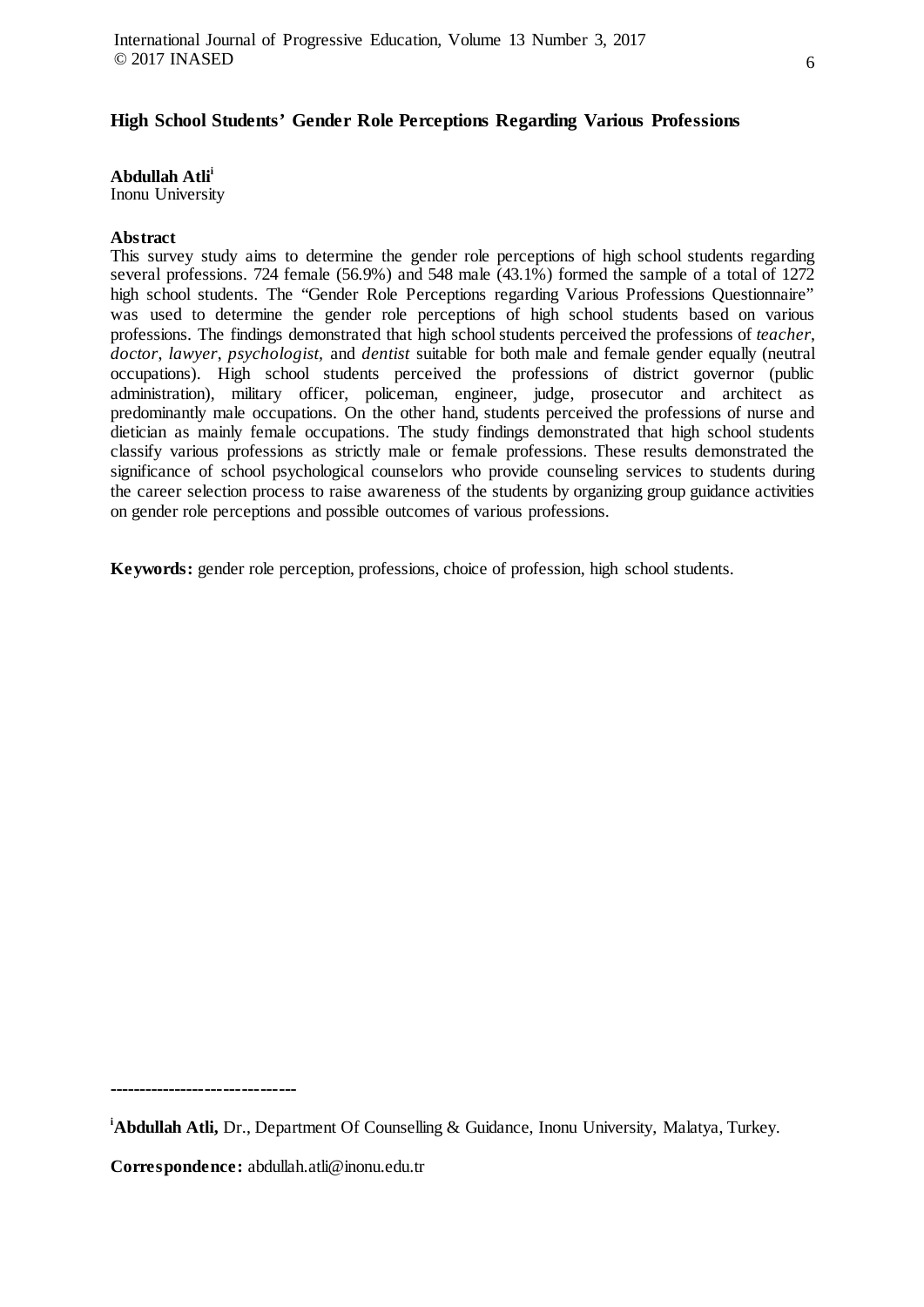# High School Students' Gender Role Perceptions Regarding Various Professions

**Abdullah Atli**[i]
Inonu University

## Abstract

This survey study aims to determine the gender role perceptions of high school students regarding several professions. 724 female (56.9%) and 548 male (43.1%) formed the sample of a total of 1272 high school students. The "Gender Role Perceptions regarding Various Professions Questionnaire" was used to determine the gender role perceptions of high school students based on various professions. The findings demonstrated that high school students perceived the professions of *teacher*, *doctor*, *lawyer*, *psychologist*, and *dentist* suitable for both male and female gender equally (neutral occupations). High school students perceived the professions of district governor (public administration), military officer, policeman, engineer, judge, prosecutor and architect as predominantly male occupations. On the other hand, students perceived the professions of nurse and dietician as mainly female occupations. The study findings demonstrated that high school students classify various professions as strictly male or female professions. These results demonstrated the significance of school psychological counselors who provide counseling services to students during the career selection process to raise awareness of the students by organizing group guidance activities on gender role perceptions and possible outcomes of various professions.

**Keywords:** gender role perception, professions, choice of profession, high school students.

---

[i]**Abdullah Atli,** Dr., Department Of Counselling & Guidance, Inonu University, Malatya, Turkey.

**Correspondence:** abdullah.atli@inonu.edu.tr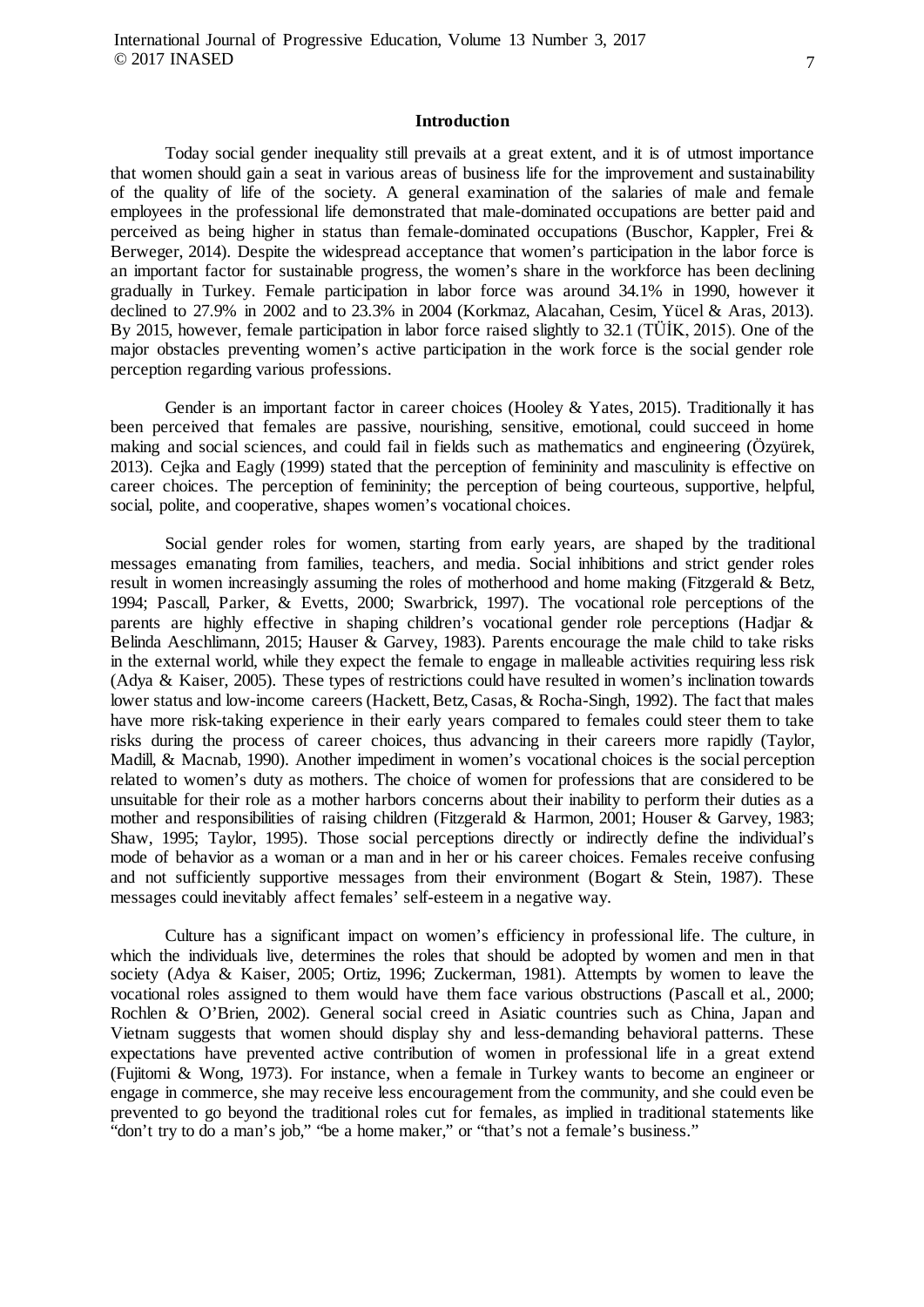## Introduction

Today social gender inequality still prevails at a great extent, and it is of utmost importance that women should gain a seat in various areas of business life for the improvement and sustainability of the quality of life of the society. A general examination of the salaries of male and female employees in the professional life demonstrated that male-dominated occupations are better paid and perceived as being higher in status than female-dominated occupations (Buschor, Kappler, Frei & Berweger, 2014). Despite the widespread acceptance that women's participation in the labor force is an important factor for sustainable progress, the women's share in the workforce has been declining gradually in Turkey. Female participation in labor force was around 34.1% in 1990, however it declined to 27.9% in 2002 and to 23.3% in 2004 (Korkmaz, Alacahan, Cesim, Yücel & Aras, 2013). By 2015, however, female participation in labor force raised slightly to 32.1 (TÜİK, 2015). One of the major obstacles preventing women's active participation in the work force is the social gender role perception regarding various professions.

Gender is an important factor in career choices (Hooley & Yates, 2015). Traditionally it has been perceived that females are passive, nourishing, sensitive, emotional, could succeed in home making and social sciences, and could fail in fields such as mathematics and engineering (Özyürek, 2013). Cejka and Eagly (1999) stated that the perception of femininity and masculinity is effective on career choices. The perception of femininity; the perception of being courteous, supportive, helpful, social, polite, and cooperative, shapes women's vocational choices.

Social gender roles for women, starting from early years, are shaped by the traditional messages emanating from families, teachers, and media. Social inhibitions and strict gender roles result in women increasingly assuming the roles of motherhood and home making (Fitzgerald & Betz, 1994; Pascall, Parker, & Evetts, 2000; Swarbrick, 1997). The vocational role perceptions of the parents are highly effective in shaping children's vocational gender role perceptions (Hadjar & Belinda Aeschlimann, 2015; Hauser & Garvey, 1983). Parents encourage the male child to take risks in the external world, while they expect the female to engage in malleable activities requiring less risk (Adya & Kaiser, 2005). These types of restrictions could have resulted in women's inclination towards lower status and low-income careers (Hackett, Betz, Casas, & Rocha-Singh, 1992). The fact that males have more risk-taking experience in their early years compared to females could steer them to take risks during the process of career choices, thus advancing in their careers more rapidly (Taylor, Madill, & Macnab, 1990). Another impediment in women's vocational choices is the social perception related to women's duty as mothers. The choice of women for professions that are considered to be unsuitable for their role as a mother harbors concerns about their inability to perform their duties as a mother and responsibilities of raising children (Fitzgerald & Harmon, 2001; Houser & Garvey, 1983; Shaw, 1995; Taylor, 1995). Those social perceptions directly or indirectly define the individual's mode of behavior as a woman or a man and in her or his career choices. Females receive confusing and not sufficiently supportive messages from their environment (Bogart & Stein, 1987). These messages could inevitably affect females' self-esteem in a negative way.

Culture has a significant impact on women's efficiency in professional life. The culture, in which the individuals live, determines the roles that should be adopted by women and men in that society (Adya & Kaiser, 2005; Ortiz, 1996; Zuckerman, 1981). Attempts by women to leave the vocational roles assigned to them would have them face various obstructions (Pascall et al., 2000; Rochlen & O'Brien, 2002). General social creed in Asiatic countries such as China, Japan and Vietnam suggests that women should display shy and less-demanding behavioral patterns. These expectations have prevented active contribution of women in professional life in a great extend (Fujitomi & Wong, 1973). For instance, when a female in Turkey wants to become an engineer or engage in commerce, she may receive less encouragement from the community, and she could even be prevented to go beyond the traditional roles cut for females, as implied in traditional statements like "don't try to do a man's job," "be a home maker," or "that's not a female's business."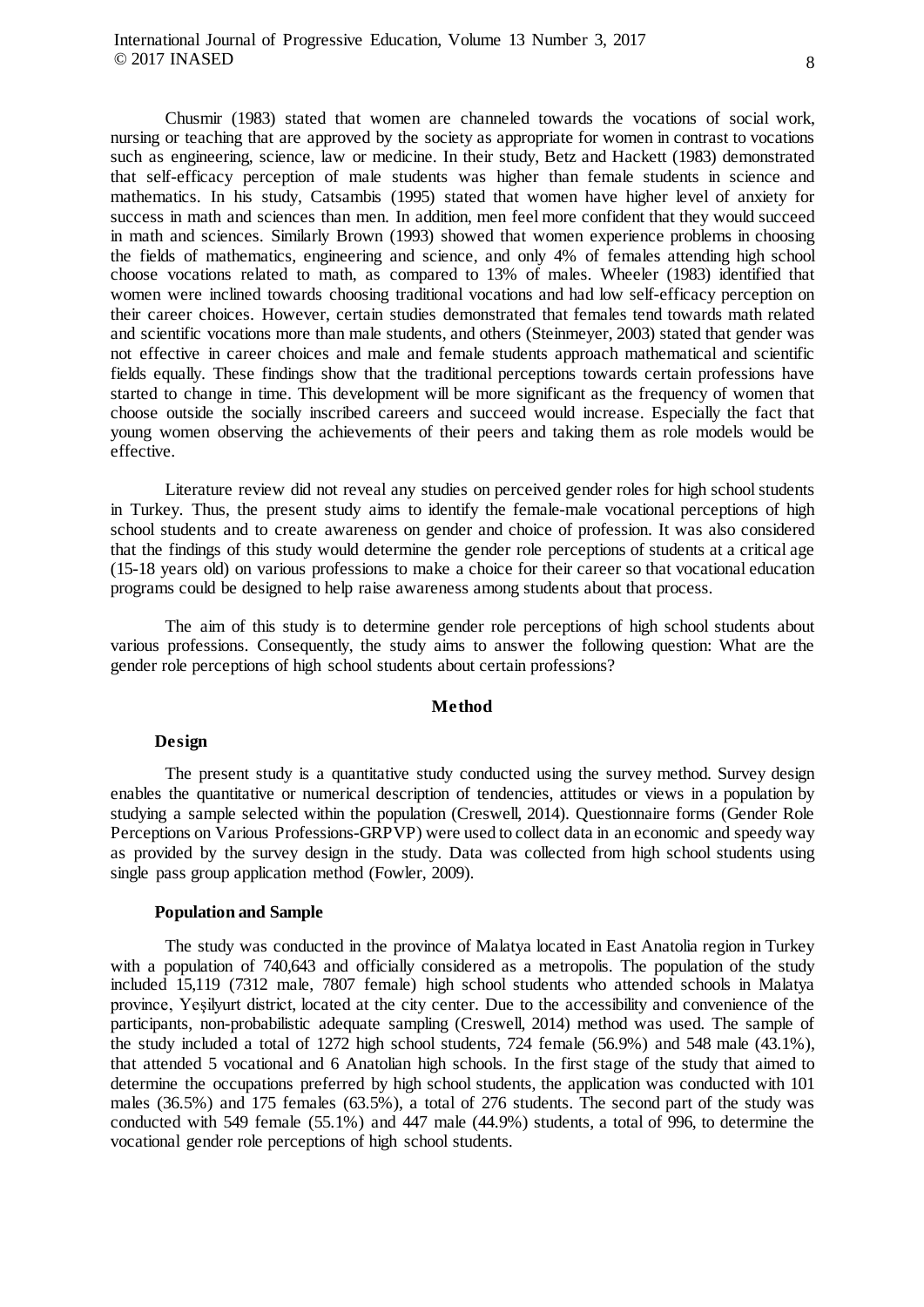Chusmir (1983) stated that women are channeled towards the vocations of social work, nursing or teaching that are approved by the society as appropriate for women in contrast to vocations such as engineering, science, law or medicine. In their study, Betz and Hackett (1983) demonstrated that self-efficacy perception of male students was higher than female students in science and mathematics. In his study, Catsambis (1995) stated that women have higher level of anxiety for success in math and sciences than men. In addition, men feel more confident that they would succeed in math and sciences. Similarly Brown (1993) showed that women experience problems in choosing the fields of mathematics, engineering and science, and only 4% of females attending high school choose vocations related to math, as compared to 13% of males. Wheeler (1983) identified that women were inclined towards choosing traditional vocations and had low self-efficacy perception on their career choices. However, certain studies demonstrated that females tend towards math related and scientific vocations more than male students, and others (Steinmeyer, 2003) stated that gender was not effective in career choices and male and female students approach mathematical and scientific fields equally. These findings show that the traditional perceptions towards certain professions have started to change in time. This development will be more significant as the frequency of women that choose outside the socially inscribed careers and succeed would increase. Especially the fact that young women observing the achievements of their peers and taking them as role models would be effective.

Literature review did not reveal any studies on perceived gender roles for high school students in Turkey. Thus, the present study aims to identify the female-male vocational perceptions of high school students and to create awareness on gender and choice of profession. It was also considered that the findings of this study would determine the gender role perceptions of students at a critical age (15-18 years old) on various professions to make a choice for their career so that vocational education programs could be designed to help raise awareness among students about that process.

The aim of this study is to determine gender role perceptions of high school students about various professions. Consequently, the study aims to answer the following question: What are the gender role perceptions of high school students about certain professions?

## Method

### Design

The present study is a quantitative study conducted using the survey method. Survey design enables the quantitative or numerical description of tendencies, attitudes or views in a population by studying a sample selected within the population (Creswell, 2014). Questionnaire forms (Gender Role Perceptions on Various Professions-GRPVP) were used to collect data in an economic and speedy way as provided by the survey design in the study. Data was collected from high school students using single pass group application method (Fowler, 2009).

### Population and Sample

The study was conducted in the province of Malatya located in East Anatolia region in Turkey with a population of 740,643 and officially considered as a metropolis. The population of the study included 15,119 (7312 male, 7807 female) high school students who attended schools in Malatya province, Yeşilyurt district, located at the city center. Due to the accessibility and convenience of the participants, non-probabilistic adequate sampling (Creswell, 2014) method was used. The sample of the study included a total of 1272 high school students, 724 female (56.9%) and 548 male (43.1%), that attended 5 vocational and 6 Anatolian high schools. In the first stage of the study that aimed to determine the occupations preferred by high school students, the application was conducted with 101 males (36.5%) and 175 females (63.5%), a total of 276 students. The second part of the study was conducted with 549 female (55.1%) and 447 male (44.9%) students, a total of 996, to determine the vocational gender role perceptions of high school students.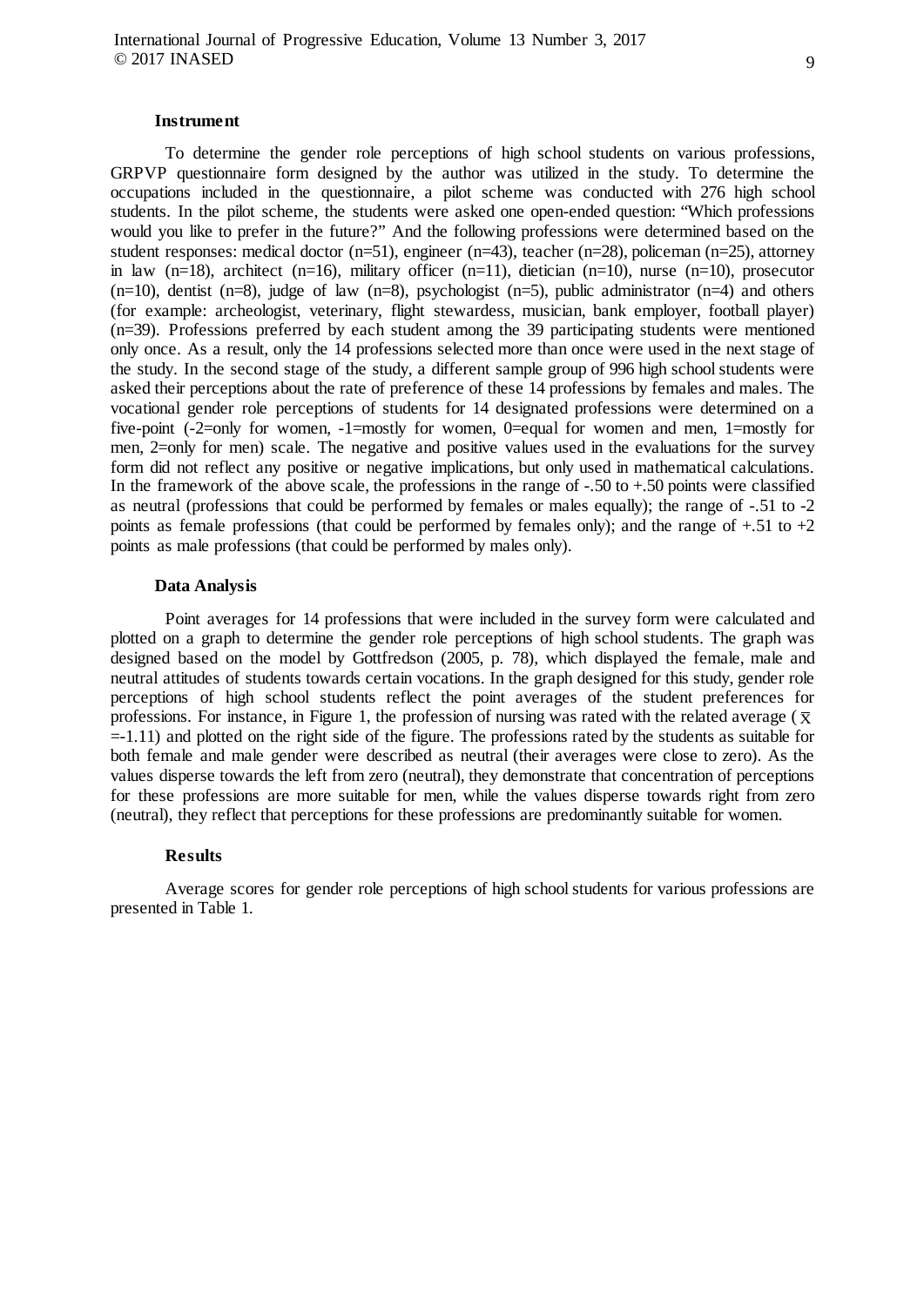### Instrument

To determine the gender role perceptions of high school students on various professions, GRPVP questionnaire form designed by the author was utilized in the study. To determine the occupations included in the questionnaire, a pilot scheme was conducted with 276 high school students. In the pilot scheme, the students were asked one open-ended question: "Which professions would you like to prefer in the future?" And the following professions were determined based on the student responses: medical doctor (n=51), engineer (n=43), teacher (n=28), policeman (n=25), attorney in law (n=18), architect (n=16), military officer (n=11), dietician (n=10), nurse (n=10), prosecutor (n=10), dentist (n=8), judge of law (n=8), psychologist (n=5), public administrator (n=4) and others (for example: archeologist, veterinary, flight stewardess, musician, bank employer, football player) (n=39). Professions preferred by each student among the 39 participating students were mentioned only once. As a result, only the 14 professions selected more than once were used in the next stage of the study. In the second stage of the study, a different sample group of 996 high school students were asked their perceptions about the rate of preference of these 14 professions by females and males. The vocational gender role perceptions of students for 14 designated professions were determined on a five-point (-2=only for women, -1=mostly for women, 0=equal for women and men, 1=mostly for men, 2=only for men) scale. The negative and positive values used in the evaluations for the survey form did not reflect any positive or negative implications, but only used in mathematical calculations. In the framework of the above scale, the professions in the range of -.50 to +.50 points were classified as neutral (professions that could be performed by females or males equally); the range of -.51 to -2 points as female professions (that could be performed by females only); and the range of +.51 to +2 points as male professions (that could be performed by males only).

### Data Analysis

Point averages for 14 professions that were included in the survey form were calculated and plotted on a graph to determine the gender role perceptions of high school students. The graph was designed based on the model by Gottfredson (2005, p. 78), which displayed the female, male and neutral attitudes of students towards certain vocations. In the graph designed for this study, gender role perceptions of high school students reflect the point averages of the student preferences for professions. For instance, in Figure 1, the profession of nursing was rated with the related average ($\bar{x}$ =-1.11) and plotted on the right side of the figure. The professions rated by the students as suitable for both female and male gender were described as neutral (their averages were close to zero). As the values disperse towards the left from zero (neutral), they demonstrate that concentration of perceptions for these professions are more suitable for men, while the values disperse towards right from zero (neutral), they reflect that perceptions for these professions are predominantly suitable for women.

### Results

Average scores for gender role perceptions of high school students for various professions are presented in Table 1.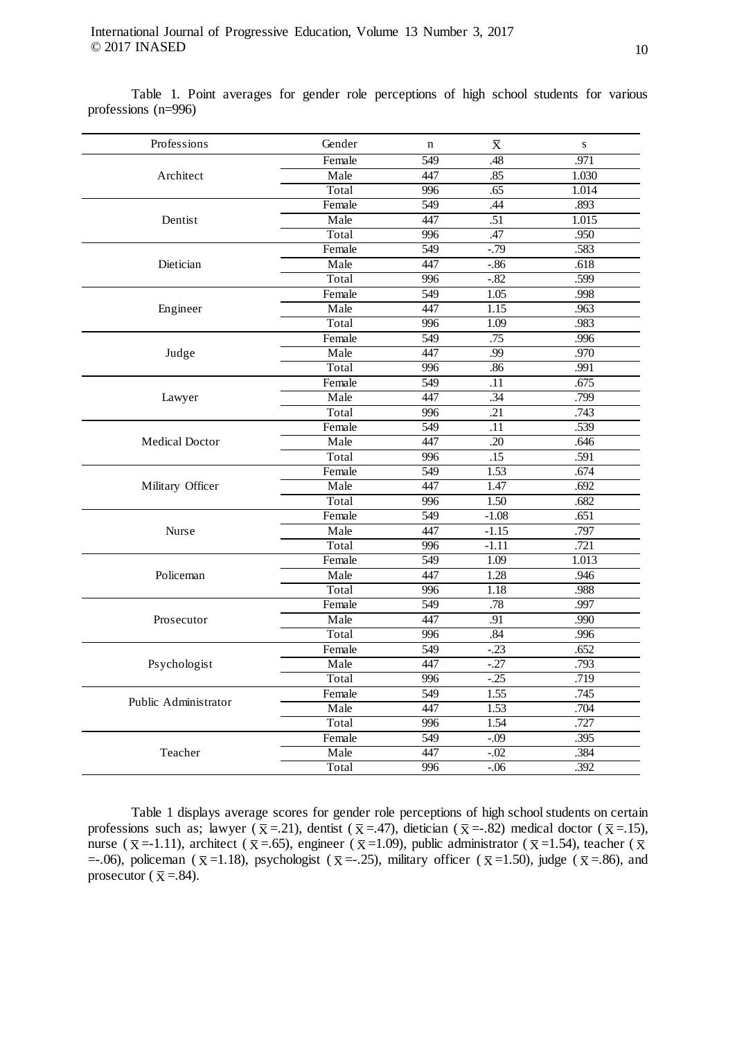Table 1. Point averages for gender role perceptions of high school students for various professions (n=996)

| Professions | Gender | n | $\overline{X}$ | s |
|---|---|---|---|---|
| Architect | Female | 549 | .48 | .971 |
| | Male | 447 | .85 | 1.030 |
| | Total | 996 | .65 | 1.014 |
| Dentist | Female | 549 | .44 | .893 |
| | Male | 447 | .51 | 1.015 |
| | Total | 996 | .47 | .950 |
| Dietician | Female | 549 | -.79 | .583 |
| | Male | 447 | -.86 | .618 |
| | Total | 996 | -.82 | .599 |
| Engineer | Female | 549 | 1.05 | .998 |
| | Male | 447 | 1.15 | .963 |
| | Total | 996 | 1.09 | .983 |
| Judge | Female | 549 | .75 | .996 |
| | Male | 447 | .99 | .970 |
| | Total | 996 | .86 | .991 |
| Lawyer | Female | 549 | .11 | .675 |
| | Male | 447 | .34 | .799 |
| | Total | 996 | .21 | .743 |
| Medical Doctor | Female | 549 | .11 | .539 |
| | Male | 447 | .20 | .646 |
| | Total | 996 | .15 | .591 |
| Military Officer | Female | 549 | 1.53 | .674 |
| | Male | 447 | 1.47 | .692 |
| | Total | 996 | 1.50 | .682 |
| Nurse | Female | 549 | -1.08 | .651 |
| | Male | 447 | -1.15 | .797 |
| | Total | 996 | -1.11 | .721 |
| Policeman | Female | 549 | 1.09 | 1.013 |
| | Male | 447 | 1.28 | .946 |
| | Total | 996 | 1.18 | .988 |
| Prosecutor | Female | 549 | .78 | .997 |
| | Male | 447 | .91 | .990 |
| | Total | 996 | .84 | .996 |
| Psychologist | Female | 549 | -.23 | .652 |
| | Male | 447 | -.27 | .793 |
| | Total | 996 | -.25 | .719 |
| Public Administrator | Female | 549 | 1.55 | .745 |
| | Male | 447 | 1.53 | .704 |
| | Total | 996 | 1.54 | .727 |
| Teacher | Female | 549 | -.09 | .395 |
| | Male | 447 | -.02 | .384 |
| | Total | 996 | -.06 | .392 |

Table 1 displays average scores for gender role perceptions of high school students on certain professions such as; lawyer ($\overline{X}$=.21), dentist ($\overline{X}$=.47), dietician ($\overline{X}$=-.82) medical doctor ($\overline{X}$=.15), nurse ($\overline{X}$=-1.11), architect ($\overline{X}$=.65), engineer ($\overline{X}$=1.09), public administrator ($\overline{X}$=1.54), teacher ($\overline{X}$=-.06), policeman ($\overline{X}$=1.18), psychologist ($\overline{X}$=-.25), military officer ($\overline{X}$=1.50), judge ($\overline{X}$=.86), and prosecutor ($\overline{X}$=.84).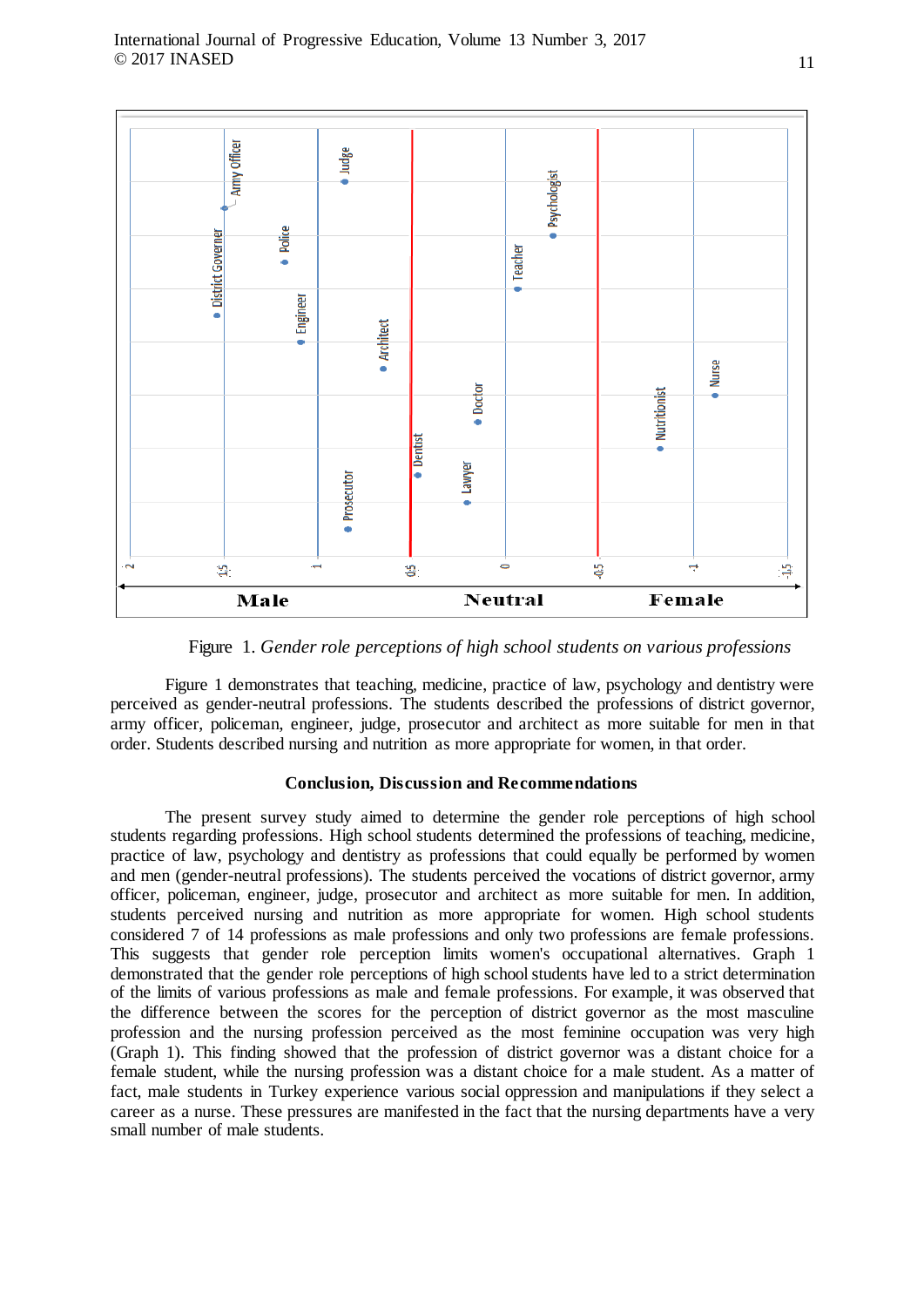Figure 1. *Gender role perceptions of high school students on various professions*

Figure 1 demonstrates that teaching, medicine, practice of law, psychology and dentistry were perceived as gender-neutral professions. The students described the professions of district governor, army officer, policeman, engineer, judge, prosecutor and architect as more suitable for men in that order. Students described nursing and nutrition as more appropriate for women, in that order.

## Conclusion, Discussion and Recommendations

The present survey study aimed to determine the gender role perceptions of high school students regarding professions. High school students determined the professions of teaching, medicine, practice of law, psychology and dentistry as professions that could equally be performed by women and men (gender-neutral professions). The students perceived the vocations of district governor, army officer, policeman, engineer, judge, prosecutor and architect as more suitable for men. In addition, students perceived nursing and nutrition as more appropriate for women. High school students considered 7 of 14 professions as male professions and only two professions are female professions. This suggests that gender role perception limits women's occupational alternatives. Graph 1 demonstrated that the gender role perceptions of high school students have led to a strict determination of the limits of various professions as male and female professions. For example, it was observed that the difference between the scores for the perception of district governor as the most masculine profession and the nursing profession perceived as the most feminine occupation was very high (Graph 1). This finding showed that the profession of district governor was a distant choice for a female student, while the nursing profession was a distant choice for a male student. As a matter of fact, male students in Turkey experience various social oppression and manipulations if they select a career as a nurse. These pressures are manifested in the fact that the nursing departments have a very small number of male students.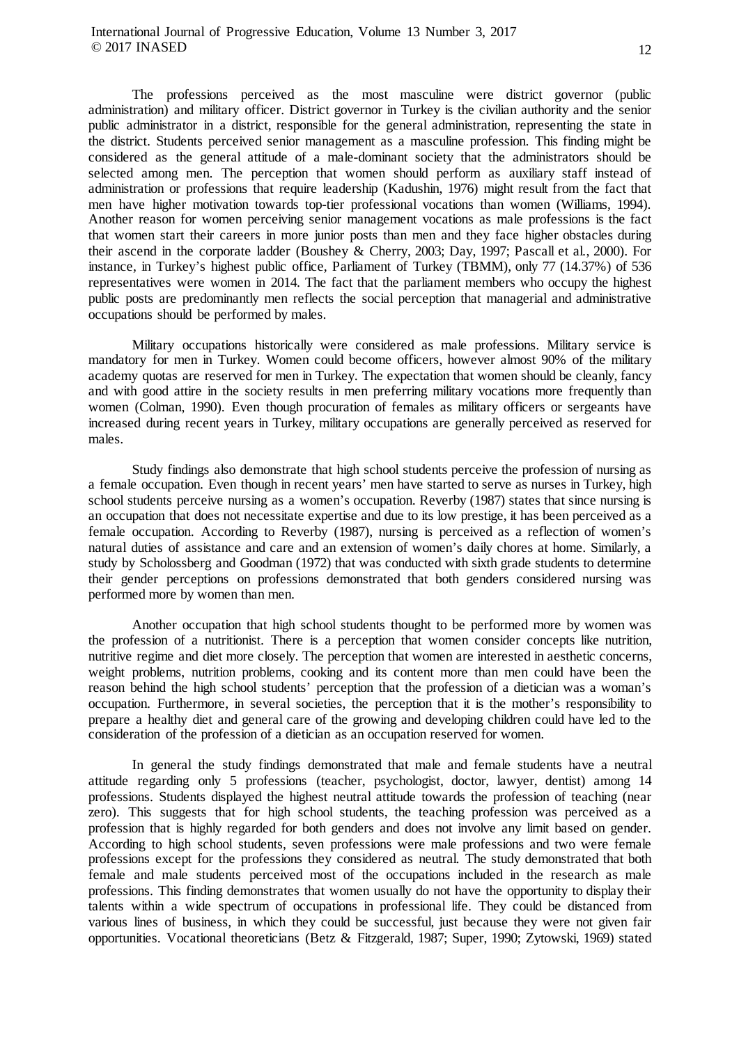The professions perceived as the most masculine were district governor (public administration) and military officer. District governor in Turkey is the civilian authority and the senior public administrator in a district, responsible for the general administration, representing the state in the district. Students perceived senior management as a masculine profession. This finding might be considered as the general attitude of a male-dominant society that the administrators should be selected among men. The perception that women should perform as auxiliary staff instead of administration or professions that require leadership (Kadushin, 1976) might result from the fact that men have higher motivation towards top-tier professional vocations than women (Williams, 1994). Another reason for women perceiving senior management vocations as male professions is the fact that women start their careers in more junior posts than men and they face higher obstacles during their ascend in the corporate ladder (Boushey & Cherry, 2003; Day, 1997; Pascall et al., 2000). For instance, in Turkey's highest public office, Parliament of Turkey (TBMM), only 77 (14.37%) of 536 representatives were women in 2014. The fact that the parliament members who occupy the highest public posts are predominantly men reflects the social perception that managerial and administrative occupations should be performed by males.

Military occupations historically were considered as male professions. Military service is mandatory for men in Turkey. Women could become officers, however almost 90% of the military academy quotas are reserved for men in Turkey. The expectation that women should be cleanly, fancy and with good attire in the society results in men preferring military vocations more frequently than women (Colman, 1990). Even though procuration of females as military officers or sergeants have increased during recent years in Turkey, military occupations are generally perceived as reserved for males.

Study findings also demonstrate that high school students perceive the profession of nursing as a female occupation. Even though in recent years' men have started to serve as nurses in Turkey, high school students perceive nursing as a women's occupation. Reverby (1987) states that since nursing is an occupation that does not necessitate expertise and due to its low prestige, it has been perceived as a female occupation. According to Reverby (1987), nursing is perceived as a reflection of women's natural duties of assistance and care and an extension of women's daily chores at home. Similarly, a study by Scholossberg and Goodman (1972) that was conducted with sixth grade students to determine their gender perceptions on professions demonstrated that both genders considered nursing was performed more by women than men.

Another occupation that high school students thought to be performed more by women was the profession of a nutritionist. There is a perception that women consider concepts like nutrition, nutritive regime and diet more closely. The perception that women are interested in aesthetic concerns, weight problems, nutrition problems, cooking and its content more than men could have been the reason behind the high school students' perception that the profession of a dietician was a woman's occupation. Furthermore, in several societies, the perception that it is the mother's responsibility to prepare a healthy diet and general care of the growing and developing children could have led to the consideration of the profession of a dietician as an occupation reserved for women.

In general the study findings demonstrated that male and female students have a neutral attitude regarding only 5 professions (teacher, psychologist, doctor, lawyer, dentist) among 14 professions. Students displayed the highest neutral attitude towards the profession of teaching (near zero). This suggests that for high school students, the teaching profession was perceived as a profession that is highly regarded for both genders and does not involve any limit based on gender. According to high school students, seven professions were male professions and two were female professions except for the professions they considered as neutral. The study demonstrated that both female and male students perceived most of the occupations included in the research as male professions. This finding demonstrates that women usually do not have the opportunity to display their talents within a wide spectrum of occupations in professional life. They could be distanced from various lines of business, in which they could be successful, just because they were not given fair opportunities. Vocational theoreticians (Betz & Fitzgerald, 1987; Super, 1990; Zytowski, 1969) stated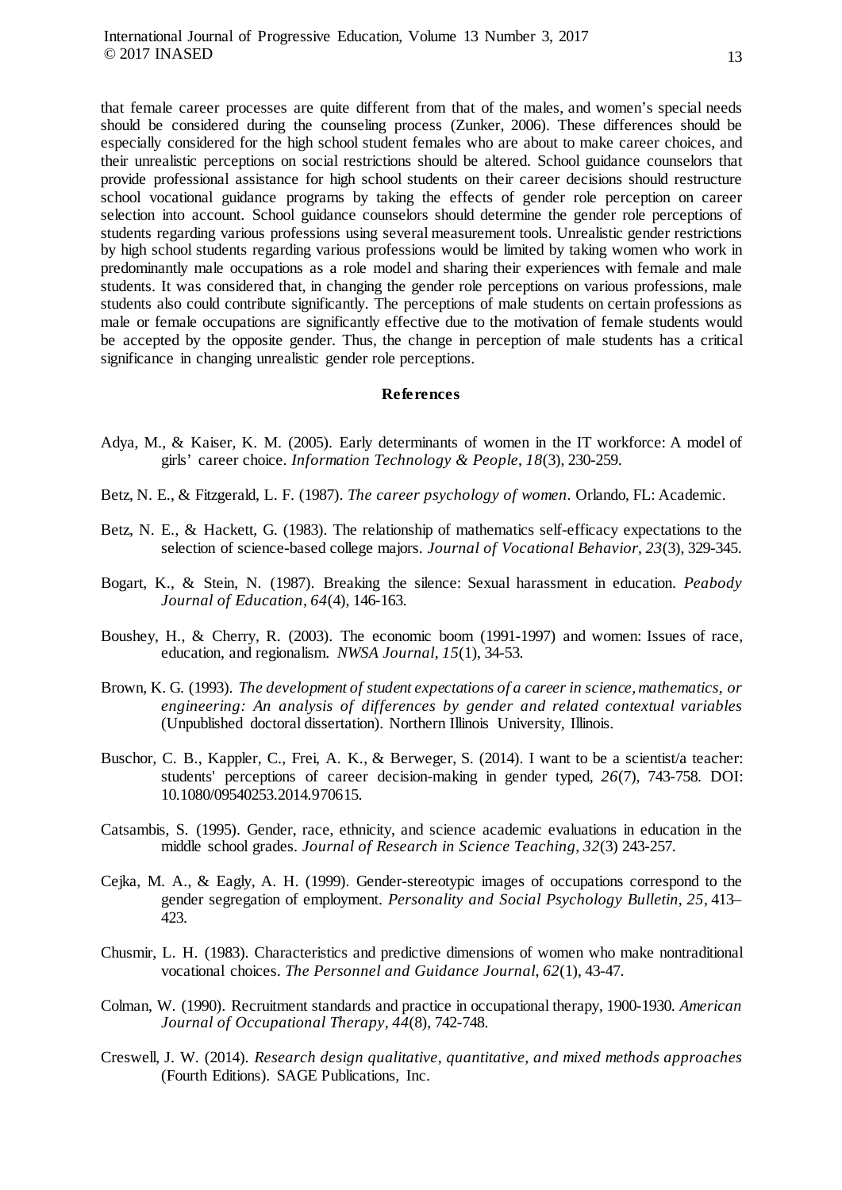that female career processes are quite different from that of the males, and women's special needs should be considered during the counseling process (Zunker, 2006). These differences should be especially considered for the high school student females who are about to make career choices, and their unrealistic perceptions on social restrictions should be altered. School guidance counselors that provide professional assistance for high school students on their career decisions should restructure school vocational guidance programs by taking the effects of gender role perception on career selection into account. School guidance counselors should determine the gender role perceptions of students regarding various professions using several measurement tools. Unrealistic gender restrictions by high school students regarding various professions would be limited by taking women who work in predominantly male occupations as a role model and sharing their experiences with female and male students. It was considered that, in changing the gender role perceptions on various professions, male students also could contribute significantly. The perceptions of male students on certain professions as male or female occupations are significantly effective due to the motivation of female students would be accepted by the opposite gender. Thus, the change in perception of male students has a critical significance in changing unrealistic gender role perceptions.

## References

Adya, M., & Kaiser, K. M. (2005). Early determinants of women in the IT workforce: A model of girls' career choice. *Information Technology & People*, *18*(3), 230-259.

Betz, N. E., & Fitzgerald, L. F. (1987). *The career psychology of women*. Orlando, FL: Academic.

Betz, N. E., & Hackett, G. (1983). The relationship of mathematics self-efficacy expectations to the selection of science-based college majors. *Journal of Vocational Behavior*, *23*(3), 329-345.

Bogart, K., & Stein, N. (1987). Breaking the silence: Sexual harassment in education. *Peabody Journal of Education*, *64*(4), 146-163.

Boushey, H., & Cherry, R. (2003). The economic boom (1991-1997) and women: Issues of race, education, and regionalism. *NWSA Journal*, *15*(1), 34-53.

Brown, K. G. (1993). *The development of student expectations of a career in science, mathematics, or engineering: An analysis of differences by gender and related contextual variables* (Unpublished doctoral dissertation). Northern Illinois University, Illinois.

Buschor, C. B., Kappler, C., Frei, A. K., & Berweger, S. (2014). I want to be a scientist/a teacher: students' perceptions of career decision-making in gender typed, *26*(7), 743-758. DOI: 10.1080/09540253.2014.970615.

Catsambis, S. (1995). Gender, race, ethnicity, and science academic evaluations in education in the middle school grades. *Journal of Research in Science Teaching*, *32*(3) 243-257.

Cejka, M. A., & Eagly, A. H. (1999). Gender-stereotypic images of occupations correspond to the gender segregation of employment. *Personality and Social Psychology Bulletin*, *25*, 413–423.

Chusmir, L. H. (1983). Characteristics and predictive dimensions of women who make nontraditional vocational choices. *The Personnel and Guidance Journal*, *62*(1), 43-47.

Colman, W. (1990). Recruitment standards and practice in occupational therapy, 1900-1930. *American Journal of Occupational Therapy*, *44*(8), 742-748.

Creswell, J. W. (2014). *Research design qualitative, quantitative, and mixed methods approaches* (Fourth Editions). SAGE Publications, Inc.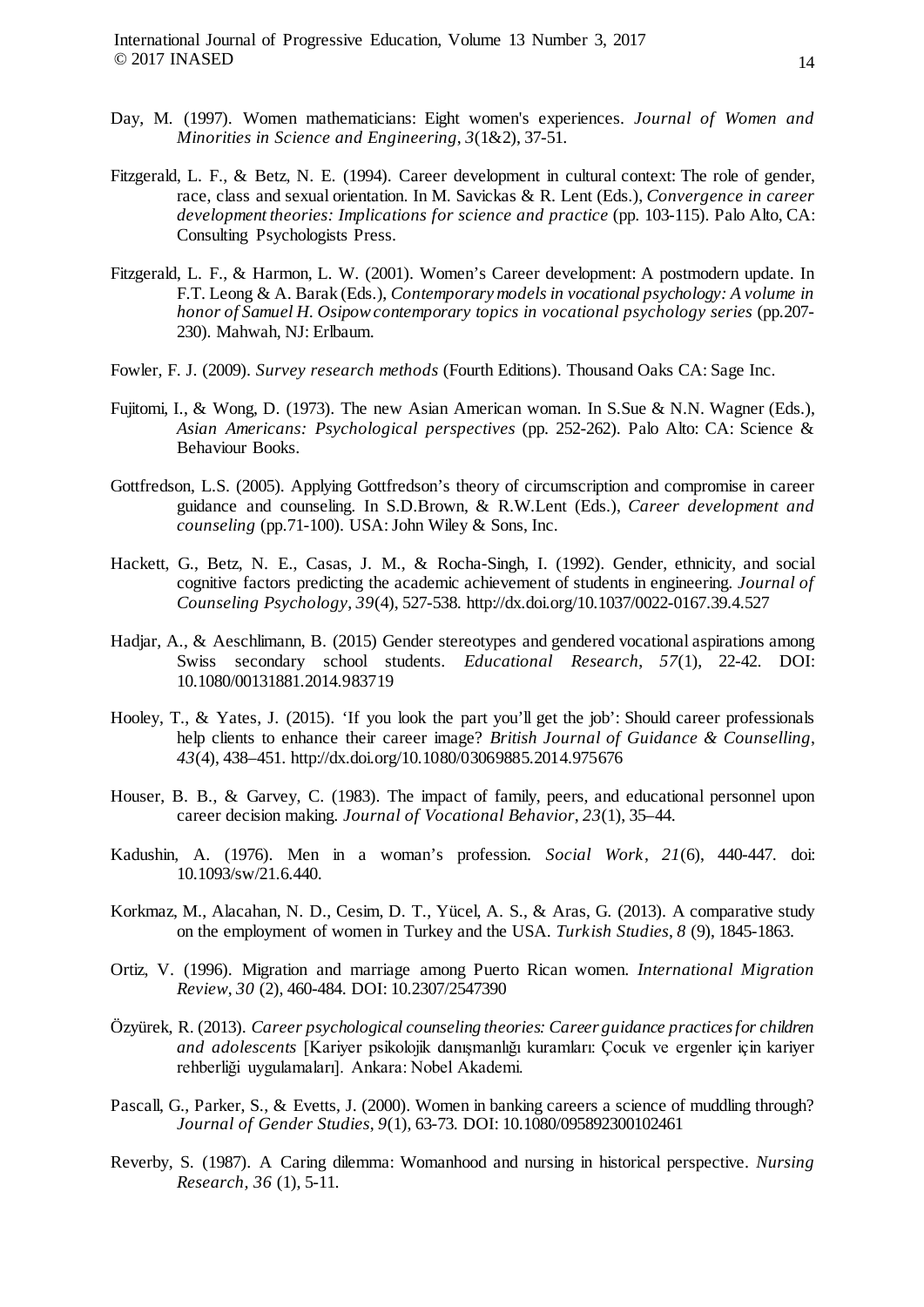Day, M. (1997). Women mathematicians: Eight women's experiences. *Journal of Women and Minorities in Science and Engineering*, *3*(1&2), 37-51.

Fitzgerald, L. F., & Betz, N. E. (1994). Career development in cultural context: The role of gender, race, class and sexual orientation. In M. Savickas & R. Lent (Eds.), *Convergence in career development theories: Implications for science and practice* (pp. 103-115). Palo Alto, CA: Consulting Psychologists Press.

Fitzgerald, L. F., & Harmon, L. W. (2001). Women's Career development: A postmodern update. In F.T. Leong & A. Barak (Eds.), *Contemporary models in vocational psychology: A volume in honor of Samuel H. Osipow contemporary topics in vocational psychology series* (pp.207-230). Mahwah, NJ: Erlbaum.

Fowler, F. J. (2009). *Survey research methods* (Fourth Editions). Thousand Oaks CA: Sage Inc.

Fujitomi, I., & Wong, D. (1973). The new Asian American woman. In S.Sue & N.N. Wagner (Eds.), *Asian Americans: Psychological perspectives* (pp. 252-262). Palo Alto: CA: Science & Behaviour Books.

Gottfredson, L.S. (2005). Applying Gottfredson's theory of circumscription and compromise in career guidance and counseling. In S.D.Brown, & R.W.Lent (Eds.), *Career development and counseling* (pp.71-100). USA: John Wiley & Sons, Inc.

Hackett, G., Betz, N. E., Casas, J. M., & Rocha-Singh, I. (1992). Gender, ethnicity, and social cognitive factors predicting the academic achievement of students in engineering. *Journal of Counseling Psychology*, *39*(4), 527-538. http://dx.doi.org/10.1037/0022-0167.39.4.527

Hadjar, A., & Aeschlimann, B. (2015) Gender stereotypes and gendered vocational aspirations among Swiss secondary school students. *Educational Research*, *57*(1), 22-42. DOI: 10.1080/00131881.2014.983719

Hooley, T., & Yates, J. (2015). 'If you look the part you'll get the job': Should career professionals help clients to enhance their career image? *British Journal of Guidance & Counselling*, *43*(4), 438–451. http://dx.doi.org/10.1080/03069885.2014.975676

Houser, B. B., & Garvey, C. (1983). The impact of family, peers, and educational personnel upon career decision making. *Journal of Vocational Behavior*, *23*(1), 35–44.

Kadushin, A. (1976). Men in a woman's profession. *Social Work*, *21*(6), 440-447. doi: 10.1093/sw/21.6.440.

Korkmaz, M., Alacahan, N. D., Cesim, D. T., Yücel, A. S., & Aras, G. (2013). A comparative study on the employment of women in Turkey and the USA. *Turkish Studies*, *8* (9), 1845-1863.

Ortiz, V. (1996). Migration and marriage among Puerto Rican women. *International Migration Review*, *30* (2), 460-484. DOI: 10.2307/2547390

Özyürek, R. (2013). *Career psychological counseling theories: Career guidance practices for children and adolescents* [Kariyer psikolojik danışmanlığı kuramları: Çocuk ve ergenler için kariyer rehberliği uygulamaları]. Ankara: Nobel Akademi.

Pascall, G., Parker, S., & Evetts, J. (2000). Women in banking careers a science of muddling through? *Journal of Gender Studies*, *9*(1), 63-73. DOI: 10.1080/095892300102461

Reverby, S. (1987). A Caring dilemma: Womanhood and nursing in historical perspective. *Nursing Research*, *36* (1), 5-11.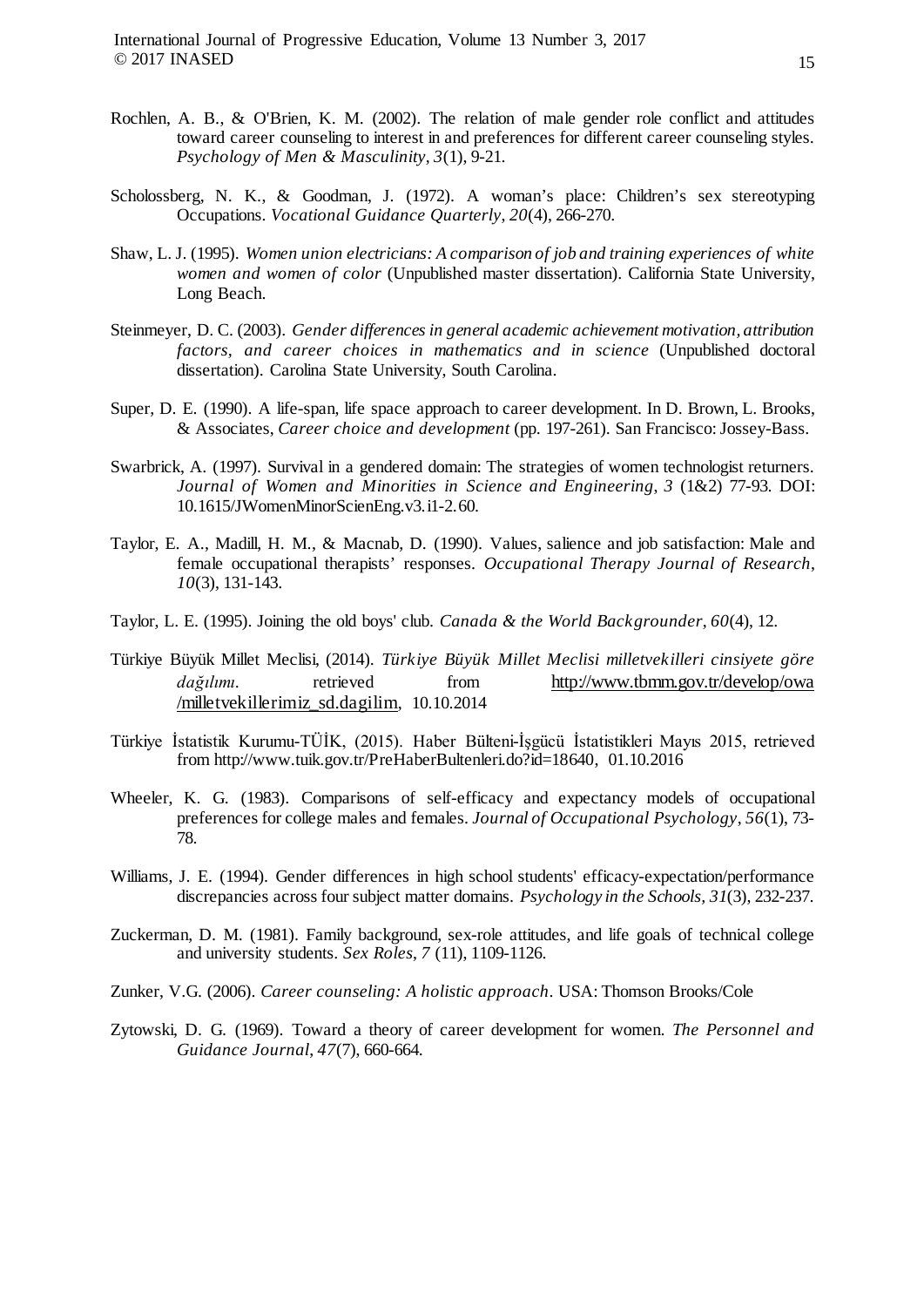Rochlen, A. B., & O'Brien, K. M. (2002). The relation of male gender role conflict and attitudes toward career counseling to interest in and preferences for different career counseling styles. *Psychology of Men & Masculinity, 3*(1), 9-21.

Scholossberg, N. K., & Goodman, J. (1972). A woman's place: Children's sex stereotyping Occupations. *Vocational Guidance Quarterly, 20*(4), 266-270.

Shaw, L. J. (1995). *Women union electricians: A comparison of job and training experiences of white women and women of color* (Unpublished master dissertation). California State University, Long Beach.

Steinmeyer, D. C. (2003). *Gender differences in general academic achievement motivation, attribution factors, and career choices in mathematics and in science* (Unpublished doctoral dissertation). Carolina State University, South Carolina.

Super, D. E. (1990). A life-span, life space approach to career development. In D. Brown, L. Brooks, & Associates, *Career choice and development* (pp. 197-261). San Francisco: Jossey-Bass.

Swarbrick, A. (1997). Survival in a gendered domain: The strategies of women technologist returners. *Journal of Women and Minorities in Science and Engineering, 3* (1&2) 77-93. DOI: 10.1615/JWomenMinorScienEng.v3.i1-2.60.

Taylor, E. A., Madill, H. M., & Macnab, D. (1990). Values, salience and job satisfaction: Male and female occupational therapists' responses. *Occupational Therapy Journal of Research, 10*(3), 131-143.

Taylor, L. E. (1995). Joining the old boys' club. *Canada & the World Backgrounder, 60*(4), 12.

Türkiye Büyük Millet Meclisi, (2014). *Türkiye Büyük Millet Meclisi milletvekilleri cinsiyete göre dağılımı*. retrieved from http://www.tbmm.gov.tr/develop/owa/milletvekillerimiz_sd.dagilim, 10.10.2014

Türkiye İstatistik Kurumu-TÜİK, (2015). Haber Bülteni-İşgücü İstatistikleri Mayıs 2015, retrieved from http://www.tuik.gov.tr/PreHaberBultenleri.do?id=18640, 01.10.2016

Wheeler, K. G. (1983). Comparisons of self-efficacy and expectancy models of occupational preferences for college males and females. *Journal of Occupational Psychology, 56*(1), 73-78.

Williams, J. E. (1994). Gender differences in high school students' efficacy-expectation/performance discrepancies across four subject matter domains. *Psychology in the Schools, 31*(3), 232-237.

Zuckerman, D. M. (1981). Family background, sex-role attitudes, and life goals of technical college and university students. *Sex Roles, 7* (11), 1109-1126.

Zunker, V.G. (2006). *Career counseling: A holistic approach*. USA: Thomson Brooks/Cole

Zytowski, D. G. (1969). Toward a theory of career development for women. *The Personnel and Guidance Journal, 47*(7), 660-664.